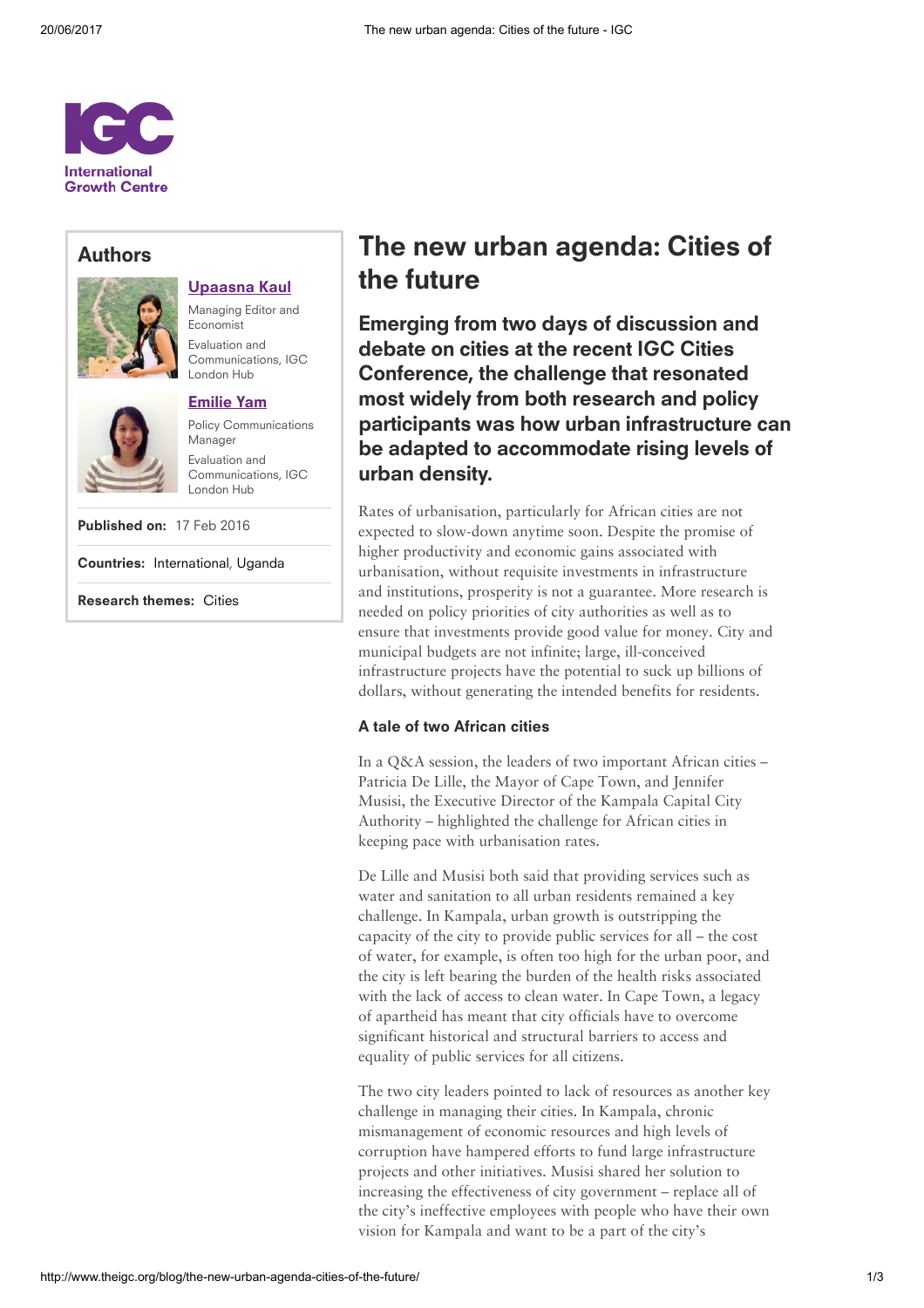IGC
International Growth Centre

## Authors

**Upaasna Kaul**
Managing Editor and Economist
Evaluation and Communications, IGC London Hub

**Emilie Yam**
Policy Communications Manager
Evaluation and Communications, IGC London Hub

**Published on:** 17 Feb 2016

**Countries:** International, Uganda

**Research themes:** Cities

# The new urban agenda: Cities of the future

## Emerging from two days of discussion and debate on cities at the recent IGC Cities Conference, the challenge that resonated most widely from both research and policy participants was how urban infrastructure can be adapted to accommodate rising levels of urban density.

Rates of urbanisation, particularly for African cities are not expected to slow-down anytime soon. Despite the promise of higher productivity and economic gains associated with urbanisation, without requisite investments in infrastructure and institutions, prosperity is not a guarantee. More research is needed on policy priorities of city authorities as well as to ensure that investments provide good value for money. City and municipal budgets are not infinite; large, ill-conceived infrastructure projects have the potential to suck up billions of dollars, without generating the intended benefits for residents.

### A tale of two African cities

In a Q&A session, the leaders of two important African cities – Patricia De Lille, the Mayor of Cape Town, and Jennifer Musisi, the Executive Director of the Kampala Capital City Authority – highlighted the challenge for African cities in keeping pace with urbanisation rates.

De Lille and Musisi both said that providing services such as water and sanitation to all urban residents remained a key challenge. In Kampala, urban growth is outstripping the capacity of the city to provide public services for all – the cost of water, for example, is often too high for the urban poor, and the city is left bearing the burden of the health risks associated with the lack of access to clean water. In Cape Town, a legacy of apartheid has meant that city officials have to overcome significant historical and structural barriers to access and equality of public services for all citizens.

The two city leaders pointed to lack of resources as another key challenge in managing their cities. In Kampala, chronic mismanagement of economic resources and high levels of corruption have hampered efforts to fund large infrastructure projects and other initiatives. Musisi shared her solution to increasing the effectiveness of city government – replace all of the city's ineffective employees with people who have their own vision for Kampala and want to be a part of the city's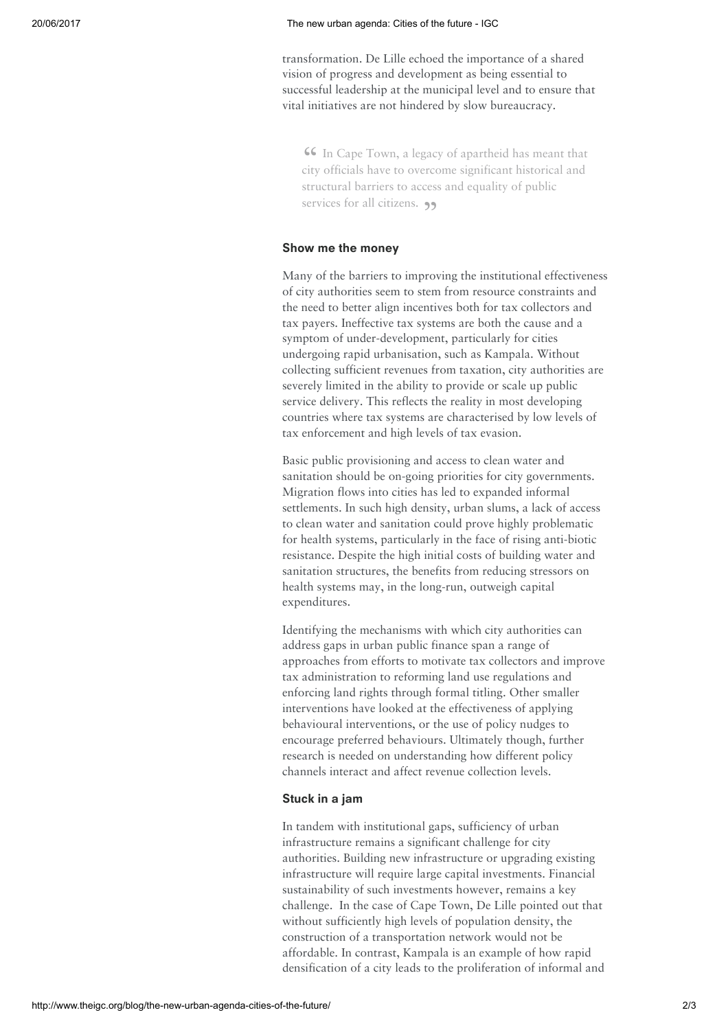transformation. De Lille echoed the importance of a shared vision of progress and development as being essential to successful leadership at the municipal level and to ensure that vital initiatives are not hindered by slow bureaucracy.

> “ In Cape Town, a legacy of apartheid has meant that city officials have to overcome significant historical and structural barriers to access and equality of public services for all citizens. ”

### Show me the money

Many of the barriers to improving the institutional effectiveness of city authorities seem to stem from resource constraints and the need to better align incentives both for tax collectors and tax payers. Ineffective tax systems are both the cause and a symptom of under-development, particularly for cities undergoing rapid urbanisation, such as Kampala. Without collecting sufficient revenues from taxation, city authorities are severely limited in the ability to provide or scale up public service delivery. This reflects the reality in most developing countries where tax systems are characterised by low levels of tax enforcement and high levels of tax evasion.

Basic public provisioning and access to clean water and sanitation should be on-going priorities for city governments. Migration flows into cities has led to expanded informal settlements. In such high density, urban slums, a lack of access to clean water and sanitation could prove highly problematic for health systems, particularly in the face of rising anti-biotic resistance. Despite the high initial costs of building water and sanitation structures, the benefits from reducing stressors on health systems may, in the long-run, outweigh capital expenditures.

Identifying the mechanisms with which city authorities can address gaps in urban public finance span a range of approaches from efforts to motivate tax collectors and improve tax administration to reforming land use regulations and enforcing land rights through formal titling. Other smaller interventions have looked at the effectiveness of applying behavioural interventions, or the use of policy nudges to encourage preferred behaviours. Ultimately though, further research is needed on understanding how different policy channels interact and affect revenue collection levels.

### Stuck in a jam

In tandem with institutional gaps, sufficiency of urban infrastructure remains a significant challenge for city authorities. Building new infrastructure or upgrading existing infrastructure will require large capital investments. Financial sustainability of such investments however, remains a key challenge. In the case of Cape Town, De Lille pointed out that without sufficiently high levels of population density, the construction of a transportation network would not be affordable. In contrast, Kampala is an example of how rapid densification of a city leads to the proliferation of informal and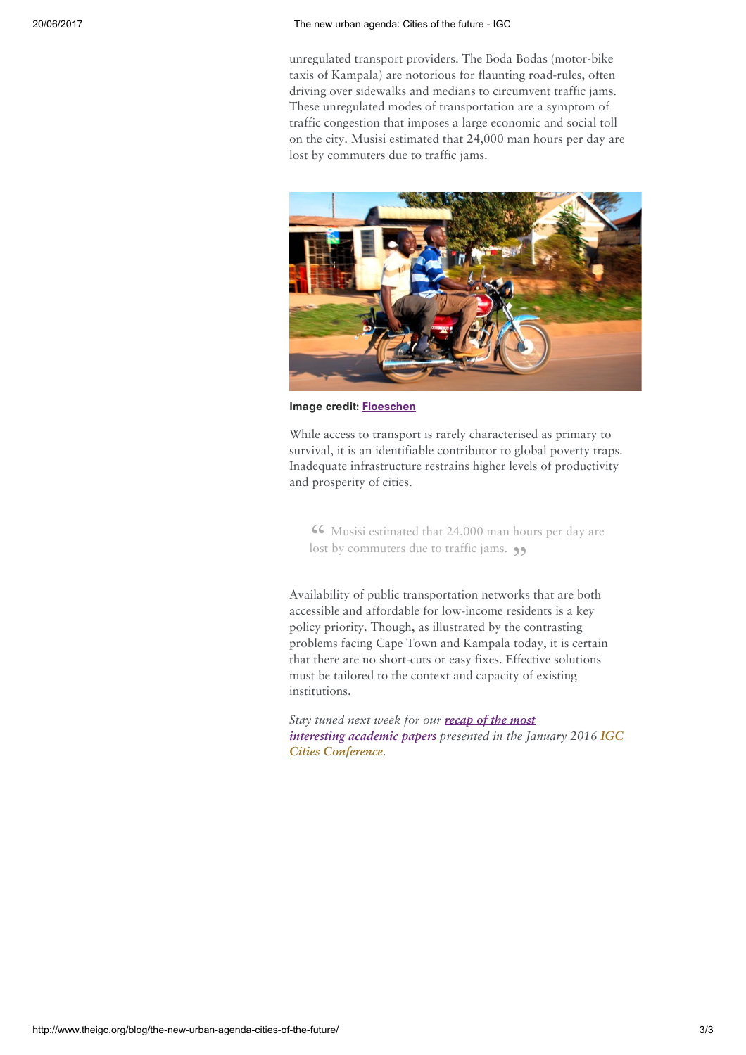unregulated transport providers. The Boda Bodas (motor-bike taxis of Kampala) are notorious for flaunting road-rules, often driving over sidewalks and medians to circumvent traffic jams. These unregulated modes of transportation are a symptom of traffic congestion that imposes a large economic and social toll on the city. Musisi estimated that 24,000 man hours per day are lost by commuters due to traffic jams.

**Image credit: Floeschen**

While access to transport is rarely characterised as primary to survival, it is an identifiable contributor to global poverty traps. Inadequate infrastructure restrains higher levels of productivity and prosperity of cities.

> "Musisi estimated that 24,000 man hours per day are lost by commuters due to traffic jams."

Availability of public transportation networks that are both accessible and affordable for low-income residents is a key policy priority. Though, as illustrated by the contrasting problems facing Cape Town and Kampala today, it is certain that there are no short-cuts or easy fixes. Effective solutions must be tailored to the context and capacity of existing institutions.

*Stay tuned next week for our **recap of the most interesting academic papers** presented in the January 2016 **IGC Cities Conference**.*